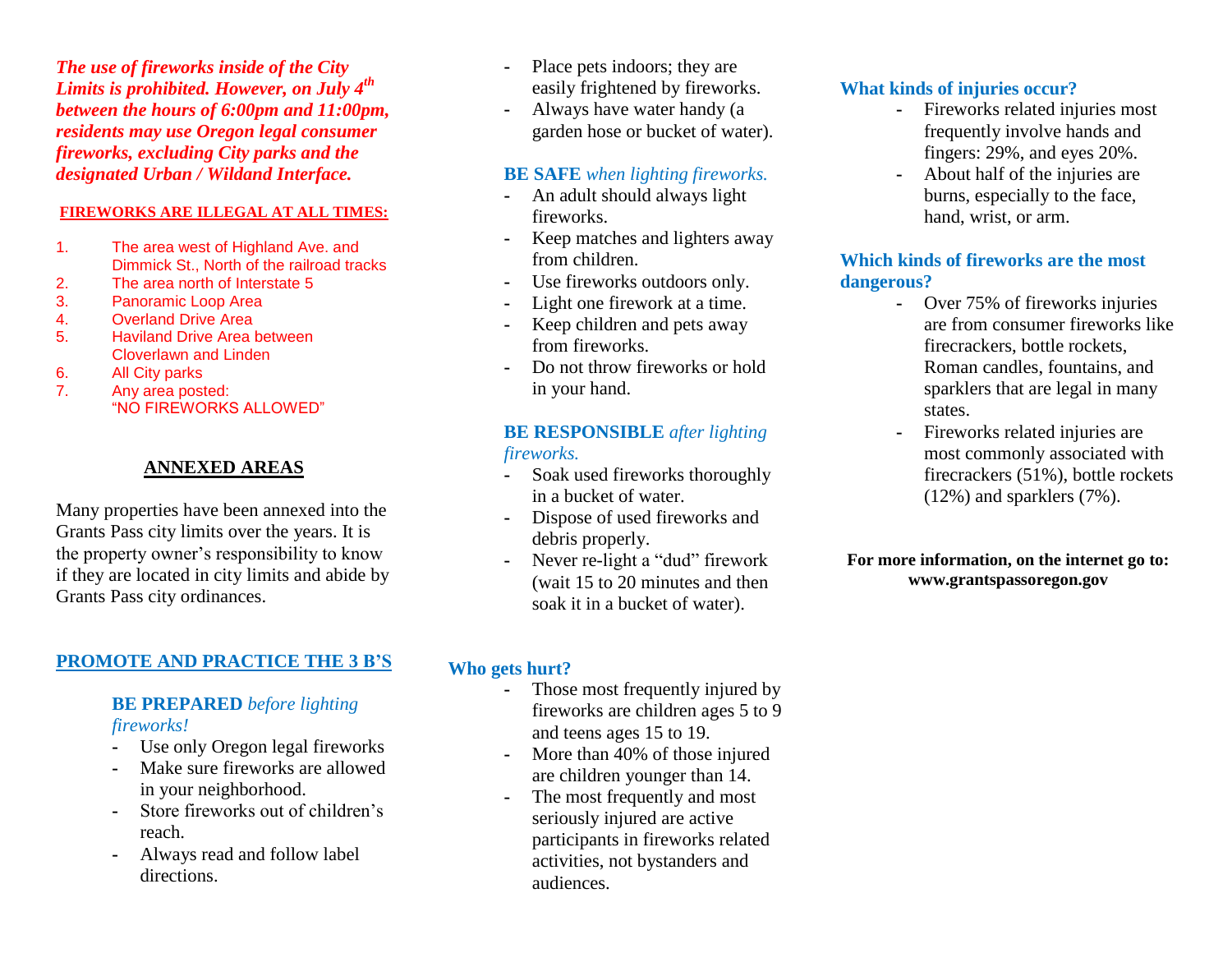***The use of fireworks inside of the City Limits is prohibited. However, on July 4th between the hours of 6:00pm and 11:00pm, residents may use Oregon legal consumer fireworks, excluding City parks and the designated Urban / Wildand Interface.***

**FIREWORKS ARE ILLEGAL AT ALL TIMES:**

1. The area west of Highland Ave. and Dimmick St., North of the railroad tracks
2. The area north of Interstate 5
3. Panoramic Loop Area
4. Overland Drive Area
5. Haviland Drive Area between Cloverlawn and Linden
6. All City parks
7. Any area posted: "NO FIREWORKS ALLOWED"

## ANNEXED AREAS

Many properties have been annexed into the Grants Pass city limits over the years. It is the property owner's responsibility to know if they are located in city limits and abide by Grants Pass city ordinances.

## PROMOTE AND PRACTICE THE 3 B'S

### BE PREPARED *before lighting fireworks!*

- Use only Oregon legal fireworks
- Make sure fireworks are allowed in your neighborhood.
- Store fireworks out of children's reach.
- Always read and follow label directions.
- Place pets indoors; they are easily frightened by fireworks.
- Always have water handy (a garden hose or bucket of water).

### BE SAFE *when lighting fireworks.*

- An adult should always light fireworks.
- Keep matches and lighters away from children.
- Use fireworks outdoors only.
- Light one firework at a time.
- Keep children and pets away from fireworks.
- Do not throw fireworks or hold in your hand.

### BE RESPONSIBLE *after lighting fireworks.*

- Soak used fireworks thoroughly in a bucket of water.
- Dispose of used fireworks and debris properly.
- Never re-light a "dud" firework (wait 15 to 20 minutes and then soak it in a bucket of water).

## Who gets hurt?

- Those most frequently injured by fireworks are children ages 5 to 9 and teens ages 15 to 19.
- More than 40% of those injured are children younger than 14.
- The most frequently and most seriously injured are active participants in fireworks related activities, not bystanders and audiences.

## What kinds of injuries occur?

- Fireworks related injuries most frequently involve hands and fingers: 29%, and eyes 20%.
- About half of the injuries are burns, especially to the face, hand, wrist, or arm.

## Which kinds of fireworks are the most dangerous?

- Over 75% of fireworks injuries are from consumer fireworks like firecrackers, bottle rockets, Roman candles, fountains, and sparklers that are legal in many states.
- Fireworks related injuries are most commonly associated with firecrackers (51%), bottle rockets (12%) and sparklers (7%).

**For more information, on the internet go to: www.grantspassoregon.gov**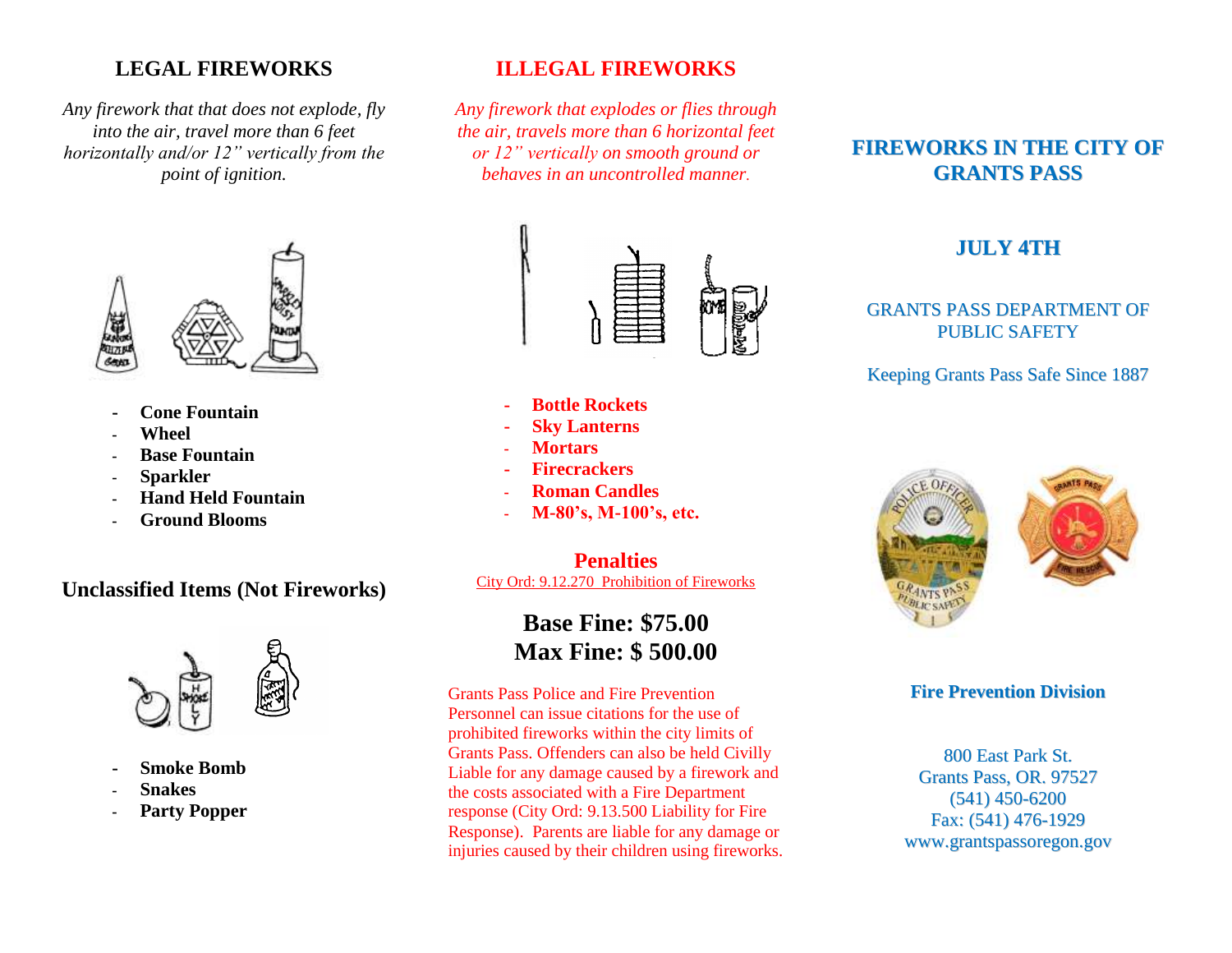## LEGAL FIREWORKS

*Any firework that that does not explode, fly into the air, travel more than 6 feet horizontally and/or 12" vertically from the point of ignition.*

- **Cone Fountain**
- **Wheel**
- **Base Fountain**
- **Sparkler**
- **Hand Held Fountain**
- **Ground Blooms**

## Unclassified Items (Not Fireworks)

- **Smoke Bomb**
- **Snakes**
- **Party Popper**

## ILLEGAL FIREWORKS

*Any firework that explodes or flies through the air, travels more than 6 horizontal feet or 12" vertically* on smooth ground or behaves in an uncontrolled manner.

- **Bottle Rockets**
- **Sky Lanterns**
- **Mortars**
- **Firecrackers**
- **Roman Candles**
- **M-80's, M-100's, etc.**

### Penalties

City Ord: 9.12.270 Prohibition of Fireworks

**Base Fine: $75.00**
**Max Fine: $ 500.00**

Grants Pass Police and Fire Prevention Personnel can issue citations for the use of prohibited fireworks within the city limits of Grants Pass. Offenders can also be held Civilly Liable for any damage caused by a firework and the costs associated with a Fire Department response (City Ord: 9.13.500 Liability for Fire Response). Parents are liable for any damage or injuries caused by their children using fireworks.

## FIREWORKS IN THE CITY OF GRANTS PASS

### JULY 4TH

GRANTS PASS DEPARTMENT OF PUBLIC SAFETY

Keeping Grants Pass Safe Since 1887

**Fire Prevention Division**

800 East Park St.
Grants Pass, OR. 97527
(541) 450-6200
Fax: (541) 476-1929
www.grantspassoregon.gov